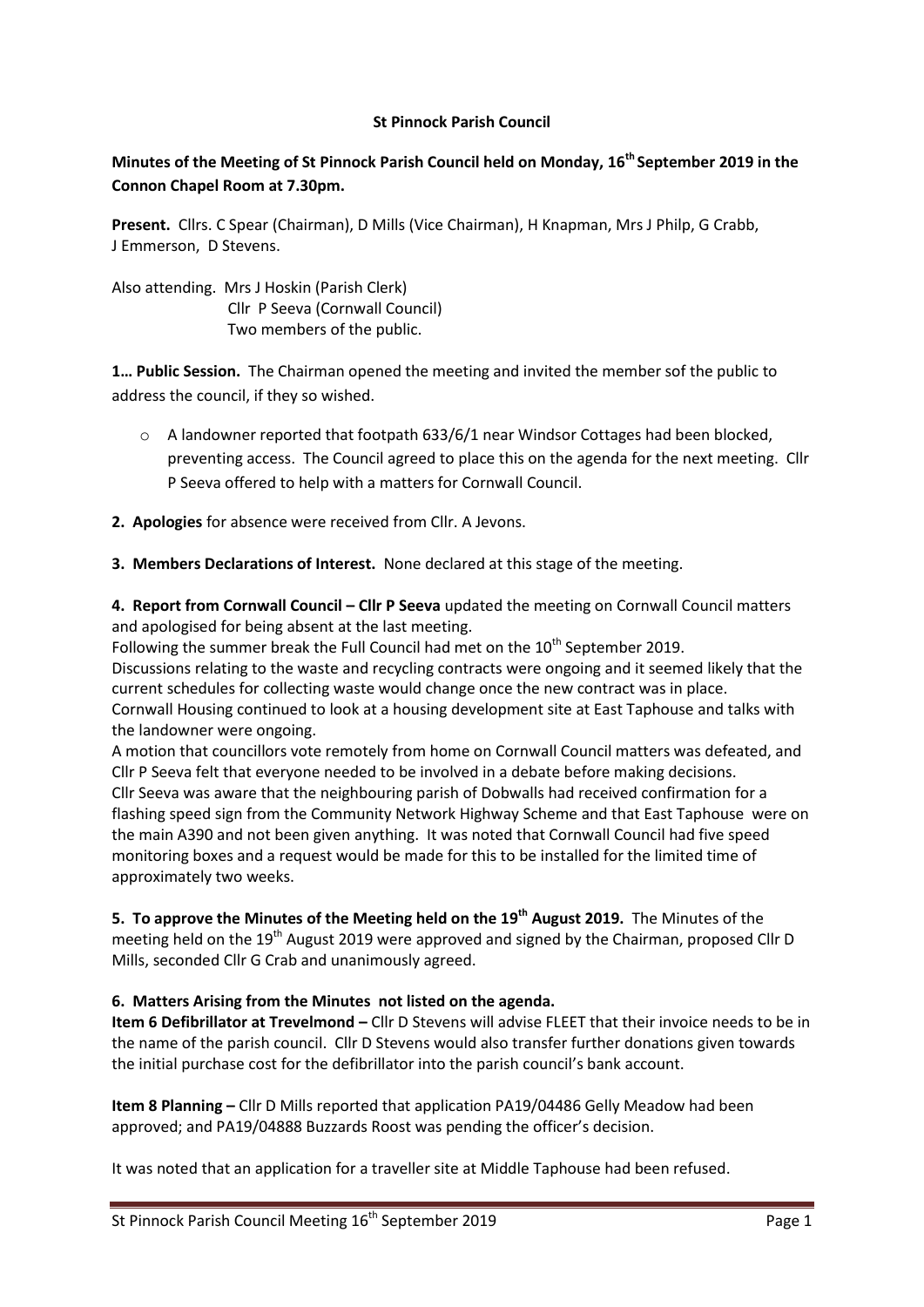**St Pinnock Parish Council**

**Minutes of the Meeting of St Pinnock Parish Council held on Monday, 16th September 2019 in the Connon Chapel Room at 7.30pm.**

**Present.** Cllrs. C Spear (Chairman), D Mills (Vice Chairman), H Knapman, Mrs J Philp, G Crabb, J Emmerson, D Stevens.

Also attending. Mrs J Hoskin (Parish Clerk)
Cllr P Seeva (Cornwall Council)
Two members of the public.

**1… Public Session.** The Chairman opened the meeting and invited the member sof the public to address the council, if they so wished.

- A landowner reported that footpath 633/6/1 near Windsor Cottages had been blocked, preventing access. The Council agreed to place this on the agenda for the next meeting. Cllr P Seeva offered to help with a matters for Cornwall Council.

**2. Apologies** for absence were received from Cllr. A Jevons.

**3. Members Declarations of Interest.** None declared at this stage of the meeting.

**4. Report from Cornwall Council – Cllr P Seeva** updated the meeting on Cornwall Council matters and apologised for being absent at the last meeting.

Following the summer break the Full Council had met on the 10th September 2019.

Discussions relating to the waste and recycling contracts were ongoing and it seemed likely that the current schedules for collecting waste would change once the new contract was in place.

Cornwall Housing continued to look at a housing development site at East Taphouse and talks with the landowner were ongoing.

A motion that councillors vote remotely from home on Cornwall Council matters was defeated, and Cllr P Seeva felt that everyone needed to be involved in a debate before making decisions.

Cllr Seeva was aware that the neighbouring parish of Dobwalls had received confirmation for a flashing speed sign from the Community Network Highway Scheme and that East Taphouse were on the main A390 and not been given anything. It was noted that Cornwall Council had five speed monitoring boxes and a request would be made for this to be installed for the limited time of approximately two weeks.

**5. To approve the Minutes of the Meeting held on the 19th August 2019.** The Minutes of the meeting held on the 19th August 2019 were approved and signed by the Chairman, proposed Cllr D Mills, seconded Cllr G Crab and unanimously agreed.

**6. Matters Arising from the Minutes not listed on the agenda.**

**Item 6 Defibrillator at Trevelmond –** Cllr D Stevens will advise FLEET that their invoice needs to be in the name of the parish council. Cllr D Stevens would also transfer further donations given towards the initial purchase cost for the defibrillator into the parish council's bank account.

**Item 8 Planning –** Cllr D Mills reported that application PA19/04486 Gelly Meadow had been approved; and PA19/04888 Buzzards Roost was pending the officer's decision.

It was noted that an application for a traveller site at Middle Taphouse had been refused.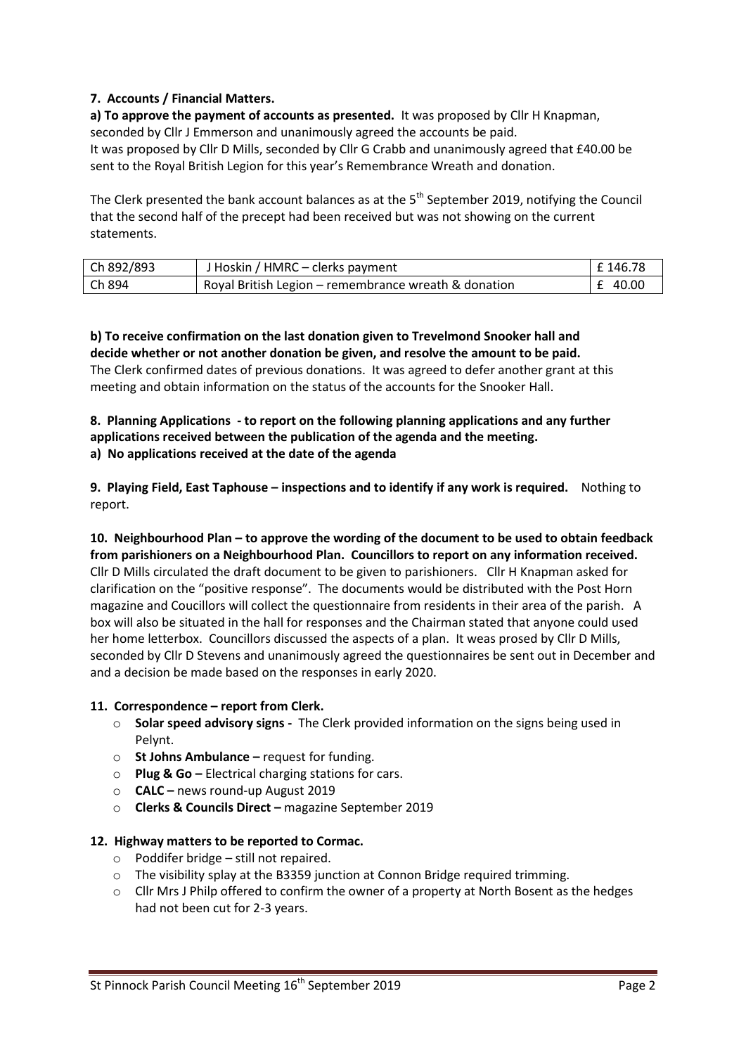**7. Accounts / Financial Matters.**

**a) To approve the payment of accounts as presented.** It was proposed by Cllr H Knapman, seconded by Cllr J Emmerson and unanimously agreed the accounts be paid.
It was proposed by Cllr D Mills, seconded by Cllr G Crabb and unanimously agreed that £40.00 be sent to the Royal British Legion for this year's Remembrance Wreath and donation.

The Clerk presented the bank account balances as at the 5th September 2019, notifying the Council that the second half of the precept had been received but was not showing on the current statements.

| Ch 892/893 | J Hoskin / HMRC – clerks payment | £ 146.78 |
|---|---|---|
| Ch 894 | Royal British Legion – remembrance wreath & donation | £ 40.00 |

**b) To receive confirmation on the last donation given to Trevelmond Snooker hall and decide whether or not another donation be given, and resolve the amount to be paid.**
The Clerk confirmed dates of previous donations. It was agreed to defer another grant at this meeting and obtain information on the status of the accounts for the Snooker Hall.

**8. Planning Applications - to report on the following planning applications and any further applications received between the publication of the agenda and the meeting.**
**a) No applications received at the date of the agenda**

**9. Playing Field, East Taphouse – inspections and to identify if any work is required.** Nothing to report.

**10. Neighbourhood Plan – to approve the wording of the document to be used to obtain feedback from parishioners on a Neighbourhood Plan. Councillors to report on any information received.**
Cllr D Mills circulated the draft document to be given to parishioners. Cllr H Knapman asked for clarification on the "positive response". The documents would be distributed with the Post Horn magazine and Coucillors will collect the questionnaire from residents in their area of the parish. A box will also be situated in the hall for responses and the Chairman stated that anyone could used her home letterbox. Councillors discussed the aspects of a plan. It weas prosed by Cllr D Mills, seconded by Cllr D Stevens and unanimously agreed the questionnaires be sent out in December and and a decision be made based on the responses in early 2020.

**11. Correspondence – report from Clerk.**

- **Solar speed advisory signs -** The Clerk provided information on the signs being used in Pelynt.
- **St Johns Ambulance –** request for funding.
- **Plug & Go –** Electrical charging stations for cars.
- **CALC –** news round-up August 2019
- **Clerks & Councils Direct –** magazine September 2019

**12. Highway matters to be reported to Cormac.**

- Poddifer bridge – still not repaired.
- The visibility splay at the B3359 junction at Connon Bridge required trimming.
- Cllr Mrs J Philp offered to confirm the owner of a property at North Bosent as the hedges had not been cut for 2-3 years.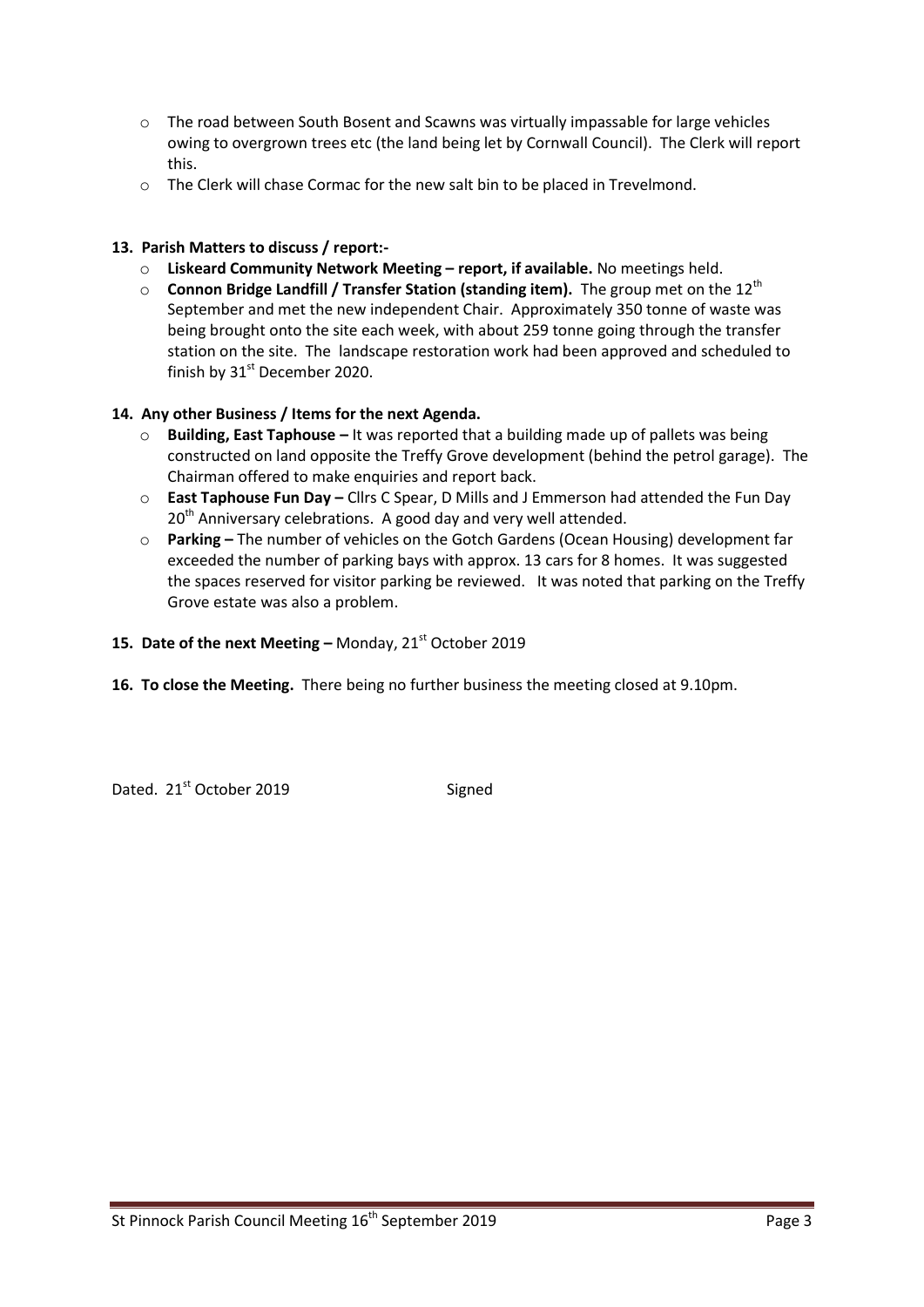- The road between South Bosent and Scawns was virtually impassable for large vehicles owing to overgrown trees etc (the land being let by Cornwall Council). The Clerk will report this.
- The Clerk will chase Cormac for the new salt bin to be placed in Trevelmond.

**13. Parish Matters to discuss / report:-**

- **Liskeard Community Network Meeting – report, if available.** No meetings held.
- **Connon Bridge Landfill / Transfer Station (standing item).** The group met on the 12th September and met the new independent Chair. Approximately 350 tonne of waste was being brought onto the site each week, with about 259 tonne going through the transfer station on the site. The landscape restoration work had been approved and scheduled to finish by 31st December 2020.

**14. Any other Business / Items for the next Agenda.**

- **Building, East Taphouse –** It was reported that a building made up of pallets was being constructed on land opposite the Treffy Grove development (behind the petrol garage). The Chairman offered to make enquiries and report back.
- **East Taphouse Fun Day –** Cllrs C Spear, D Mills and J Emmerson had attended the Fun Day 20th Anniversary celebrations. A good day and very well attended.
- **Parking –** The number of vehicles on the Gotch Gardens (Ocean Housing) development far exceeded the number of parking bays with approx. 13 cars for 8 homes. It was suggested the spaces reserved for visitor parking be reviewed. It was noted that parking on the Treffy Grove estate was also a problem.

**15. Date of the next Meeting –** Monday, 21st October 2019

**16. To close the Meeting.** There being no further business the meeting closed at 9.10pm.

Dated. 21st October 2019 Signed